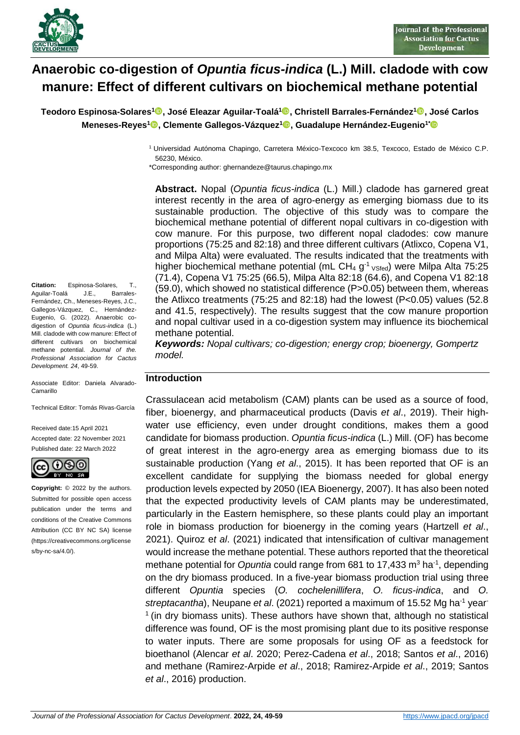# Anaerobic co-digestion of *Opuntia ficus-indica* (L.) Mill. cladode with cow manure: Effect of different cultivars on biochemical methane potential

**Teodoro Espinosa-Solares[1], José Eleazar Aguilar-Toalá[1], Christell Barrales-Fernández[1], José Carlos Meneses-Reyes[1], Clemente Gallegos-Vázquez[1], Guadalupe Hernández-Eugenio[1*]**

[1] Universidad Autónoma Chapingo, Carretera México-Texcoco km 38.5, Texcoco, Estado de México C.P. 56230, México.

*Corresponding author: ghernandeze@taurus.chapingo.mx

**Abstract.** Nopal (*Opuntia ficus-indica* (L.) Mill.) cladode has garnered great interest recently in the area of agro-energy as emerging biomass due to its sustainable production. The objective of this study was to compare the biochemical methane potential of different nopal cultivars in co-digestion with cow manure. For this purpose, two different nopal cladodes: cow manure proportions (75:25 and 82:18) and three different cultivars (Atlixco, Copena V1, and Milpa Alta) were evaluated. The results indicated that the treatments with higher biochemical methane potential (mL $CH_4$ $g^{-1}{}_{VSfed}$) were Milpa Alta 75:25 (71.4), Copena V1 75:25 (66.5), Milpa Alta 82:18 (64.6), and Copena V1 82:18 (59.0), which showed no statistical difference (P>0.05) between them, whereas the Atlixco treatments (75:25 and 82:18) had the lowest (P<0.05) values (52.8 and 41.5, respectively). The results suggest that the cow manure proportion and nopal cultivar used in a co-digestion system may influence its biochemical methane potential.

***Keywords:*** *Nopal cultivars; co-digestion; energy crop; bioenergy, Gompertz model.*

**Citation:** Espinosa-Solares, T., Aguilar-Toalá J.E., Barrales-Fernández, Ch., Meneses-Reyes, J.C., Gallegos-Vázquez, C., Hernández-Eugenio, G. (2022). Anaerobic co-digestion of *Opuntia ficus-indica* (L.) Mill. cladode with cow manure: Effect of different cultivars on biochemical methane potential. *Journal of the Professional Association for Cactus Development. 24*, 49-59.

Associate Editor: Daniela Alvarado-Camarillo

Technical Editor: Tomás Rivas-García

Received date:15 April 2021
Accepted date: 22 November 2021
Published date: 22 March 2022

**Copyright:** © 2022 by the authors. Submitted for possible open access publication under the terms and conditions of the Creative Commons Attribution (CC BY NC SA) license (https://creativecommons.org/licenses/by-nc-sa/4.0/).

## Introduction

Crassulacean acid metabolism (CAM) plants can be used as a source of food, fiber, bioenergy, and pharmaceutical products (Davis *et al*., 2019). Their high-water use efficiency, even under drought conditions, makes them a good candidate for biomass production. *Opuntia ficus-indica* (L.) Mill. (OF) has become of great interest in the agro-energy area as emerging biomass due to its sustainable production (Yang *et al*., 2015). It has been reported that OF is an excellent candidate for supplying the biomass needed for global energy production levels expected by 2050 (IEA Bioenergy, 2007). It has also been noted that the expected productivity levels of CAM plants may be underestimated, particularly in the Eastern hemisphere, so these plants could play an important role in biomass production for bioenergy in the coming years (Hartzell *et al*., 2021). Quiroz e*t al*. (2021) indicated that intensification of cultivar management would increase the methane potential. These authors reported that the theoretical methane potential for *Opuntia* could range from 681 to 17,433 $m^3$ $ha^{-1}$, depending on the dry biomass produced. In a five-year biomass production trial using three different *Opuntia* species (*O. cochelenillifera*, *O. ficus-indica*, and *O. streptacantha*), Neupane *et al*. (2021) reported a maximum of 15.52 Mg $ha^{-1}$ $year^{-1}$ (in dry biomass units). These authors have shown that, although no statistical difference was found, OF is the most promising plant due to its positive response to water inputs. There are some proposals for using OF as a feedstock for bioethanol (Alencar *et al*. 2020; Perez-Cadena *et al*., 2018; Santos *et al*., 2016) and methane (Ramirez-Arpide *et al*., 2018; Ramirez-Arpide *et al*., 2019; Santos *et al*., 2016) production.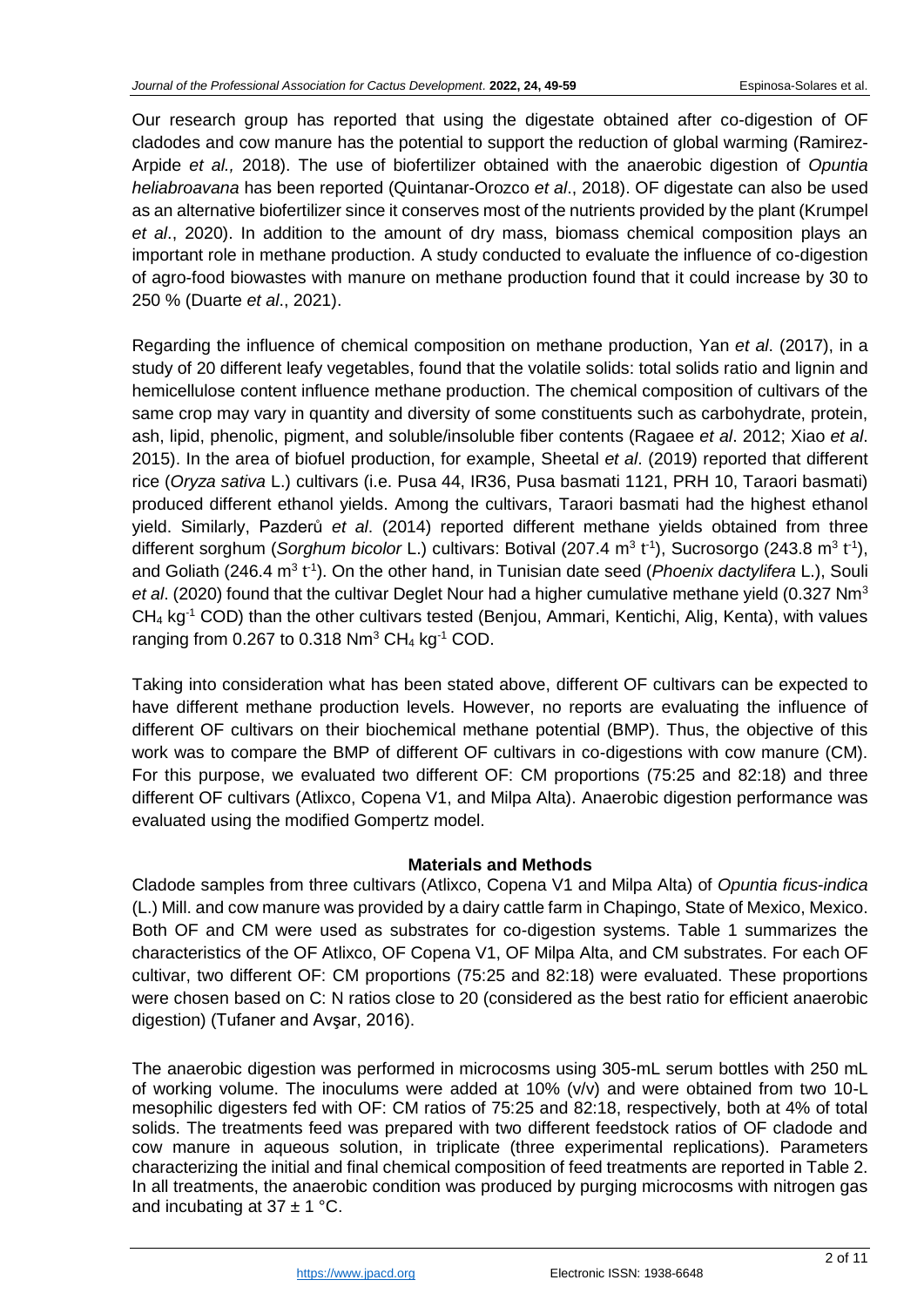Our research group has reported that using the digestate obtained after co-digestion of OF cladodes and cow manure has the potential to support the reduction of global warming (Ramirez-Arpide *et al.,* 2018). The use of biofertilizer obtained with the anaerobic digestion of *Opuntia heliabroavana* has been reported (Quintanar-Orozco *et al*., 2018). OF digestate can also be used as an alternative biofertilizer since it conserves most of the nutrients provided by the plant (Krumpel *et al*., 2020). In addition to the amount of dry mass, biomass chemical composition plays an important role in methane production. A study conducted to evaluate the influence of co-digestion of agro-food biowastes with manure on methane production found that it could increase by 30 to 250 % (Duarte *et al*., 2021).

Regarding the influence of chemical composition on methane production, Yan *et al*. (2017), in a study of 20 different leafy vegetables, found that the volatile solids: total solids ratio and lignin and hemicellulose content influence methane production. The chemical composition of cultivars of the same crop may vary in quantity and diversity of some constituents such as carbohydrate, protein, ash, lipid, phenolic, pigment, and soluble/insoluble fiber contents (Ragaee *et al*. 2012; Xiao *et al*. 2015). In the area of biofuel production, for example, Sheetal *et al*. (2019) reported that different rice (*Oryza sativa* L.) cultivars (i.e. Pusa 44, IR36, Pusa basmati 1121, PRH 10, Taraori basmati) produced different ethanol yields. Among the cultivars, Taraori basmati had the highest ethanol yield. Similarly, Pazderů *et al*. (2014) reported different methane yields obtained from three different sorghum (*Sorghum bicolor* L.) cultivars: Botival (207.4 $m^3$ $t^{-1}$), Sucrosorgo (243.8 $m^3$ $t^{-1}$), and Goliath (246.4 $m^3$ $t^{-1}$). On the other hand, in Tunisian date seed (*Phoenix dactylifera* L.), Souli *et al*. (2020) found that the cultivar Deglet Nour had a higher cumulative methane yield (0.327 $Nm^3$ $CH_4$ $kg^{-1}$ COD) than the other cultivars tested (Benjou, Ammari, Kentichi, Alig, Kenta), with values ranging from 0.267 to 0.318 $Nm^3$ $CH_4$ $kg^{-1}$ COD.

Taking into consideration what has been stated above, different OF cultivars can be expected to have different methane production levels. However, no reports are evaluating the influence of different OF cultivars on their biochemical methane potential (BMP). Thus, the objective of this work was to compare the BMP of different OF cultivars in co-digestions with cow manure (CM). For this purpose, we evaluated two different OF: CM proportions (75:25 and 82:18) and three different OF cultivars (Atlixco, Copena V1, and Milpa Alta). Anaerobic digestion performance was evaluated using the modified Gompertz model.

## Materials and Methods

Cladode samples from three cultivars (Atlixco, Copena V1 and Milpa Alta) of *Opuntia ficus-indica* (L.) Mill. and cow manure was provided by a dairy cattle farm in Chapingo, State of Mexico, Mexico. Both OF and CM were used as substrates for co-digestion systems. Table 1 summarizes the characteristics of the OF Atlixco, OF Copena V1, OF Milpa Alta, and CM substrates. For each OF cultivar, two different OF: CM proportions (75:25 and 82:18) were evaluated. These proportions were chosen based on C: N ratios close to 20 (considered as the best ratio for efficient anaerobic digestion) (Tufaner and Avşar, 2016).

The anaerobic digestion was performed in microcosms using 305-mL serum bottles with 250 mL of working volume. The inoculums were added at 10% (v/v) and were obtained from two 10-L mesophilic digesters fed with OF: CM ratios of 75:25 and 82:18, respectively, both at 4% of total solids. The treatments feed was prepared with two different feedstock ratios of OF cladode and cow manure in aqueous solution, in triplicate (three experimental replications). Parameters characterizing the initial and final chemical composition of feed treatments are reported in Table 2. In all treatments, the anaerobic condition was produced by purging microcosms with nitrogen gas and incubating at 37 ± 1 °C.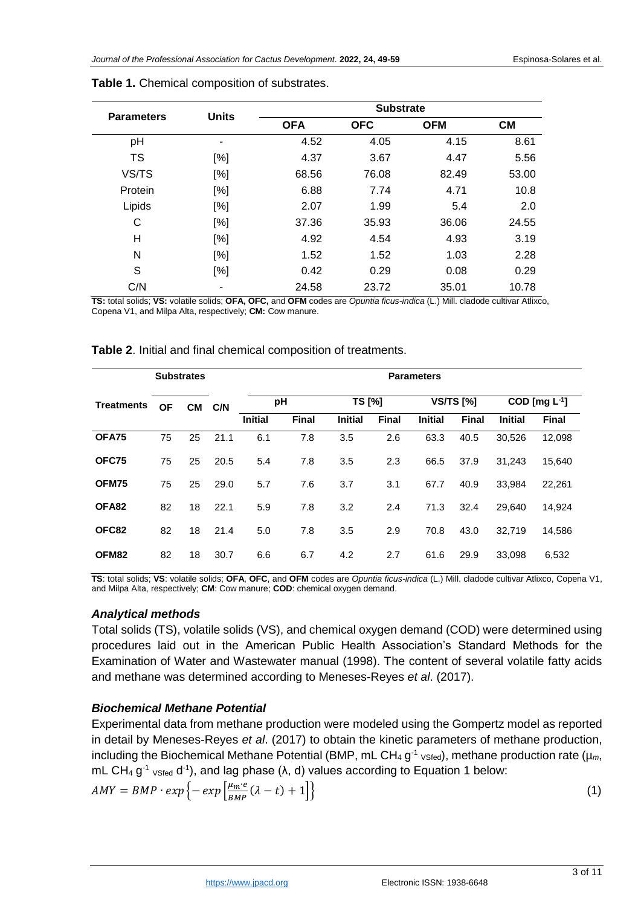**Table 1.** Chemical composition of substrates.

| Parameters | Units | Substrate | | | |
|---|---|---|---|---|---|
| | | **OFA** | **OFC** | **OFM** | **CM** |
| pH | - | 4.52 | 4.05 | 4.15 | 8.61 |
| TS | [%] | 4.37 | 3.67 | 4.47 | 5.56 |
| VS/TS | [%] | 68.56 | 76.08 | 82.49 | 53.00 |
| Protein | [%] | 6.88 | 7.74 | 4.71 | 10.8 |
| Lipids | [%] | 2.07 | 1.99 | 5.4 | 2.0 |
| C | [%] | 37.36 | 35.93 | 36.06 | 24.55 |
| H | [%] | 4.92 | 4.54 | 4.93 | 3.19 |
| N | [%] | 1.52 | 1.52 | 1.03 | 2.28 |
| S | [%] | 0.42 | 0.29 | 0.08 | 0.29 |
| C/N | - | 24.58 | 23.72 | 35.01 | 10.78 |

**TS:** total solids; **VS:** volatile solids; **OFA, OFC,** and **OFM** codes are *Opuntia ficus-indica* (L.) Mill. cladode cultivar Atlixco, Copena V1, and Milpa Alta, respectively; **CM:** Cow manure.

**Table 2**. Initial and final chemical composition of treatments.

| Treatments | Substrates | | | Parameters | | | | | | | |
|---|---|---|---|---|---|---|---|---|---|---|---|
| | **OF** | **CM** | **C/N** | pH | | TS [%] | | VS/TS [%] | | COD [mg $L^{-1}$] | |
| | | | | **Initial** | **Final** | **Initial** | **Final** | **Initial** | **Final** | **Initial** | **Final** |
| **OFA75** | 75 | 25 | 21.1 | 6.1 | 7.8 | 3.5 | 2.6 | 63.3 | 40.5 | 30,526 | 12,098 |
| **OFC75** | 75 | 25 | 20.5 | 5.4 | 7.8 | 3.5 | 2.3 | 66.5 | 37.9 | 31,243 | 15,640 |
| **OFM75** | 75 | 25 | 29.0 | 5.7 | 7.6 | 3.7 | 3.1 | 67.7 | 40.9 | 33,984 | 22,261 |
| **OFA82** | 82 | 18 | 22.1 | 5.9 | 7.8 | 3.2 | 2.4 | 71.3 | 32.4 | 29,640 | 14,924 |
| **OFC82** | 82 | 18 | 21.4 | 5.0 | 7.8 | 3.5 | 2.9 | 70.8 | 43.0 | 32,719 | 14,586 |
| **OFM82** | 82 | 18 | 30.7 | 6.6 | 6.7 | 4.2 | 2.7 | 61.6 | 29.9 | 33,098 | 6,532 |

**TS**: total solids; **VS**: volatile solids; **OFA**, **OFC**, and **OFM** codes are *Opuntia ficus-indica* (L.) Mill. cladode cultivar Atlixco, Copena V1, and Milpa Alta, respectively; **CM**: Cow manure; **COD**: chemical oxygen demand.

### *Analytical methods*

Total solids (TS), volatile solids (VS), and chemical oxygen demand (COD) were determined using procedures laid out in the American Public Health Association's Standard Methods for the Examination of Water and Wastewater manual (1998). The content of several volatile fatty acids and methane was determined according to Meneses-Reyes *et al*. (2017).

### *Biochemical Methane Potential*

Experimental data from methane production were modeled using the Gompertz model as reported in detail by Meneses-Reyes *et al*. (2017) to obtain the kinetic parameters of methane production, including the Biochemical Methane Potential (BMP, mL $CH_4$ $g^{-1}_{VSfed}$), methane production rate ($\mu_m$, mL $CH_4$ $g^{-1}_{VSfed}$ $d^{-1}$), and lag phase ($\lambda$, d) values according to Equation 1 below:

$$AMY = BMP \cdot exp\left\{-exp\left[\frac{\mu_m \cdot e}{BMP}(\lambda - t) + 1\right]\right\} \quad (1)$$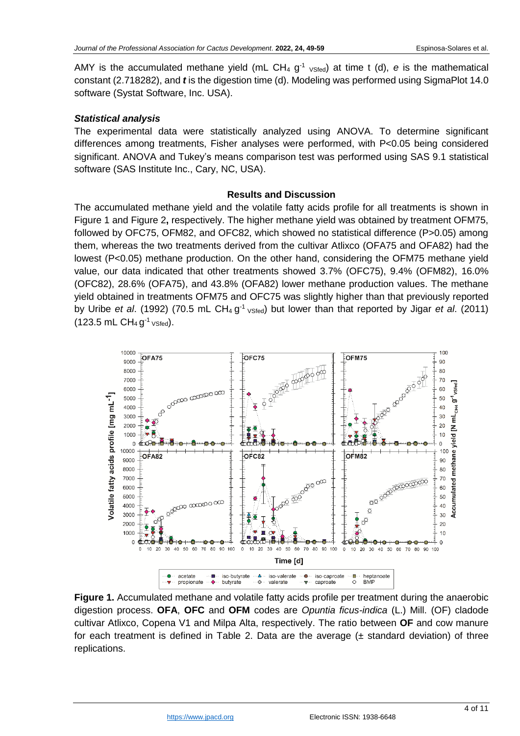AMY is the accumulated methane yield (mL $CH_4$ $g^{-1}$ $_{VSfed}$) at time t (d), *e* is the mathematical constant (2.718282), and ***t*** is the digestion time (d). Modeling was performed using SigmaPlot 14.0 software (Systat Software, Inc. USA).

### *Statistical analysis*

The experimental data were statistically analyzed using ANOVA. To determine significant differences among treatments, Fisher analyses were performed, with P<0.05 being considered significant. ANOVA and Tukey's means comparison test was performed using SAS 9.1 statistical software (SAS Institute Inc., Cary, NC, USA).

## Results and Discussion

The accumulated methane yield and the volatile fatty acids profile for all treatments is shown in Figure 1 and Figure 2**,** respectively. The higher methane yield was obtained by treatment OFM75, followed by OFC75, OFM82, and OFC82, which showed no statistical difference (P>0.05) among them, whereas the two treatments derived from the cultivar Atlixco (OFA75 and OFA82) had the lowest (P<0.05) methane production. On the other hand, considering the OFM75 methane yield value, our data indicated that other treatments showed 3.7% (OFC75), 9.4% (OFM82), 16.0% (OFC82), 28.6% (OFA75), and 43.8% (OFA82) lower methane production values. The methane yield obtained in treatments OFM75 and OFC75 was slightly higher than that previously reported by Uribe *et al*. (1992) (70.5 mL $CH_4$ $g^{-1}$ $_{VSfed}$) but lower than that reported by Jigar *et al*. (2011) (123.5 mL $CH_4$ $g^{-1}$ $_{VSfed}$).

**Figure 1.** Accumulated methane and volatile fatty acids profile per treatment during the anaerobic digestion process. **OFA**, **OFC** and **OFM** codes are *Opuntia ficus-indica* (L.) Mill. (OF) cladode cultivar Atlixco, Copena V1 and Milpa Alta, respectively. The ratio between **OF** and cow manure for each treatment is defined in Table 2. Data are the average (± standard deviation) of three replications.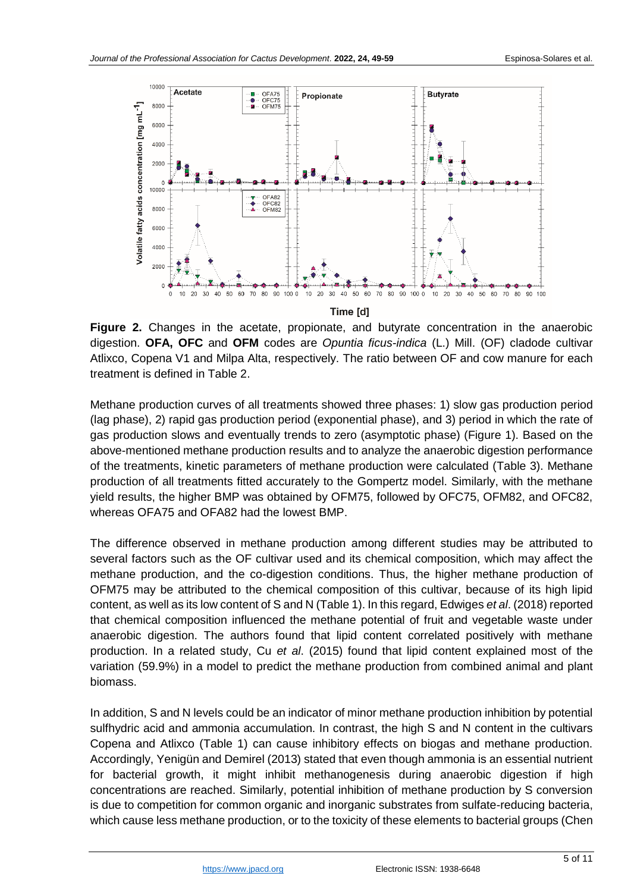**Figure 2.** Changes in the acetate, propionate, and butyrate concentration in the anaerobic digestion. **OFA, OFC** and **OFM** codes are *Opuntia ficus-indica* (L.) Mill. (OF) cladode cultivar Atlixco, Copena V1 and Milpa Alta, respectively. The ratio between OF and cow manure for each treatment is defined in Table 2.

Methane production curves of all treatments showed three phases: 1) slow gas production period (lag phase), 2) rapid gas production period (exponential phase), and 3) period in which the rate of gas production slows and eventually trends to zero (asymptotic phase) (Figure 1). Based on the above-mentioned methane production results and to analyze the anaerobic digestion performance of the treatments, kinetic parameters of methane production were calculated (Table 3). Methane production of all treatments fitted accurately to the Gompertz model. Similarly, with the methane yield results, the higher BMP was obtained by OFM75, followed by OFC75, OFM82, and OFC82, whereas OFA75 and OFA82 had the lowest BMP.

The difference observed in methane production among different studies may be attributed to several factors such as the OF cultivar used and its chemical composition, which may affect the methane production, and the co-digestion conditions. Thus, the higher methane production of OFM75 may be attributed to the chemical composition of this cultivar, because of its high lipid content, as well as its low content of S and N (Table 1). In this regard, Edwiges *et al*. (2018) reported that chemical composition influenced the methane potential of fruit and vegetable waste under anaerobic digestion. The authors found that lipid content correlated positively with methane production. In a related study, Cu *et al*. (2015) found that lipid content explained most of the variation (59.9%) in a model to predict the methane production from combined animal and plant biomass.

In addition, S and N levels could be an indicator of minor methane production inhibition by potential sulfhydric acid and ammonia accumulation. In contrast, the high S and N content in the cultivars Copena and Atlixco (Table 1) can cause inhibitory effects on biogas and methane production. Accordingly, Yenigün and Demirel (2013) stated that even though ammonia is an essential nutrient for bacterial growth, it might inhibit methanogenesis during anaerobic digestion if high concentrations are reached. Similarly, potential inhibition of methane production by S conversion is due to competition for common organic and inorganic substrates from sulfate-reducing bacteria, which cause less methane production, or to the toxicity of these elements to bacterial groups (Chen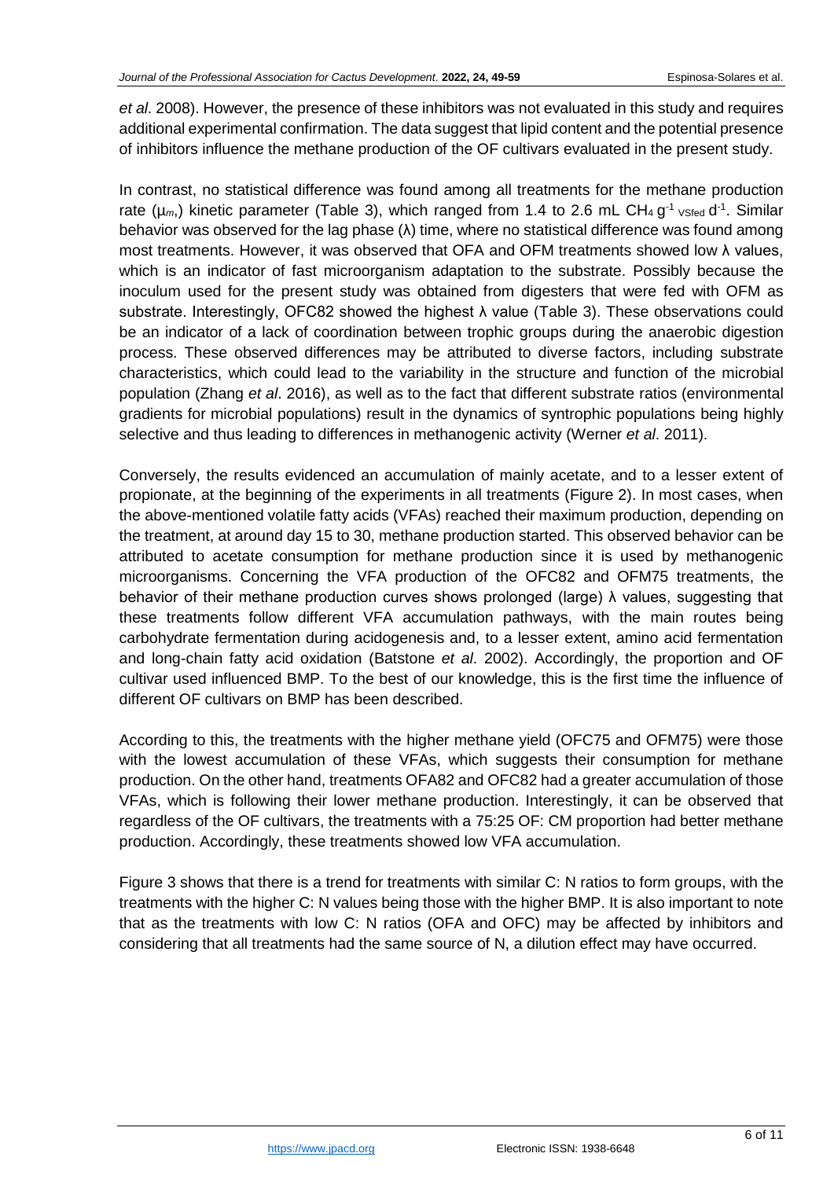*et al*. 2008). However, the presence of these inhibitors was not evaluated in this study and requires additional experimental confirmation. The data suggest that lipid content and the potential presence of inhibitors influence the methane production of the OF cultivars evaluated in the present study.

In contrast, no statistical difference was found among all treatments for the methane production rate ($\mu_m$,) kinetic parameter (Table 3), which ranged from 1.4 to 2.6 mL $CH_4$ $g^{-1}$ $_{VSfed}$ $d^{-1}$. Similar behavior was observed for the lag phase (λ) time, where no statistical difference was found among most treatments. However, it was observed that OFA and OFM treatments showed low λ values, which is an indicator of fast microorganism adaptation to the substrate. Possibly because the inoculum used for the present study was obtained from digesters that were fed with OFM as substrate. Interestingly, OFC82 showed the highest λ value (Table 3). These observations could be an indicator of a lack of coordination between trophic groups during the anaerobic digestion process. These observed differences may be attributed to diverse factors, including substrate characteristics, which could lead to the variability in the structure and function of the microbial population (Zhang *et al*. 2016), as well as to the fact that different substrate ratios (environmental gradients for microbial populations) result in the dynamics of syntrophic populations being highly selective and thus leading to differences in methanogenic activity (Werner *et al*. 2011).

Conversely, the results evidenced an accumulation of mainly acetate, and to a lesser extent of propionate, at the beginning of the experiments in all treatments (Figure 2). In most cases, when the above-mentioned volatile fatty acids (VFAs) reached their maximum production, depending on the treatment, at around day 15 to 30, methane production started. This observed behavior can be attributed to acetate consumption for methane production since it is used by methanogenic microorganisms. Concerning the VFA production of the OFC82 and OFM75 treatments, the behavior of their methane production curves shows prolonged (large) λ values, suggesting that these treatments follow different VFA accumulation pathways, with the main routes being carbohydrate fermentation during acidogenesis and, to a lesser extent, amino acid fermentation and long-chain fatty acid oxidation (Batstone *et al*. 2002). Accordingly, the proportion and OF cultivar used influenced BMP. To the best of our knowledge, this is the first time the influence of different OF cultivars on BMP has been described.

According to this, the treatments with the higher methane yield (OFC75 and OFM75) were those with the lowest accumulation of these VFAs, which suggests their consumption for methane production. On the other hand, treatments OFA82 and OFC82 had a greater accumulation of those VFAs, which is following their lower methane production. Interestingly, it can be observed that regardless of the OF cultivars, the treatments with a 75:25 OF: CM proportion had better methane production. Accordingly, these treatments showed low VFA accumulation.

Figure 3 shows that there is a trend for treatments with similar C: N ratios to form groups, with the treatments with the higher C: N values being those with the higher BMP. It is also important to note that as the treatments with low C: N ratios (OFA and OFC) may be affected by inhibitors and considering that all treatments had the same source of N, a dilution effect may have occurred.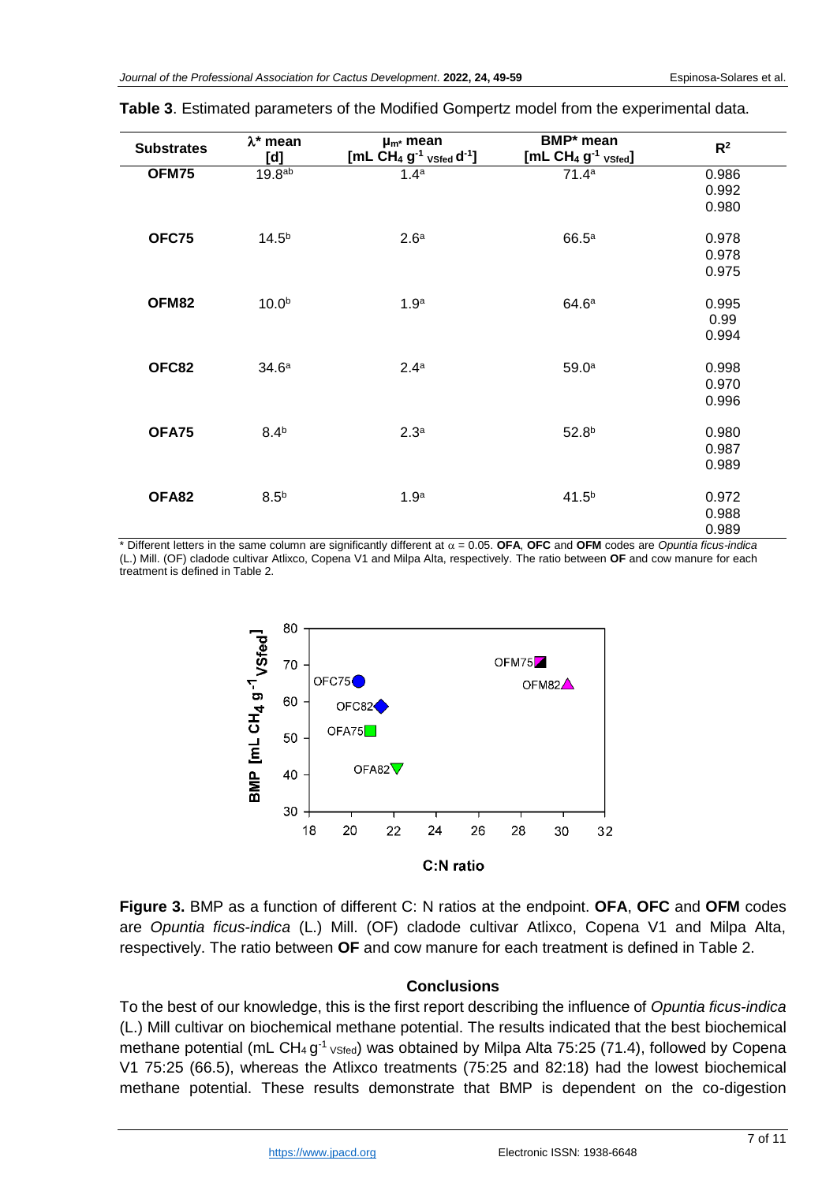**Table 3**. Estimated parameters of the Modified Gompertz model from the experimental data.

| Substrates | $\lambda$* mean [d] | $\mu_{m}$* mean [mL $CH_4$ $g^{-1}$ $_{VSfed}$ $d^{-1}$] | BMP* mean [mL $CH_4$ $g^{-1}$ $_{VSfed}$] | $R^2$ |
|---|---|---|---|---|
| **OFM75** | 19.8[ab] | 1.4[a] | 71.4[a] | 0.986 |
| | | | | 0.992 |
| | | | | 0.980 |
| **OFC75** | 14.5[b] | 2.6[a] | 66.5[a] | 0.978 |
| | | | | 0.978 |
| | | | | 0.975 |
| **OFM82** | 10.0[b] | 1.9[a] | 64.6[a] | 0.995 |
| | | | | 0.99 |
| | | | | 0.994 |
| **OFC82** | 34.6[a] | 2.4[a] | 59.0[a] | 0.998 |
| | | | | 0.970 |
| | | | | 0.996 |
| **OFA75** | 8.4[b] | 2.3[a] | 52.8[b] | 0.980 |
| | | | | 0.987 |
| | | | | 0.989 |
| **OFA82** | 8.5[b] | 1.9[a] | 41.5[b] | 0.972 |
| | | | | 0.988 |
| | | | | 0.989 |

\* Different letters in the same column are significantly different at $\alpha$ = 0.05. **OFA**, **OFC** and **OFM** codes are *Opuntia ficus-indica* (L.) Mill. (OF) cladode cultivar Atlixco, Copena V1 and Milpa Alta, respectively. The ratio between **OF** and cow manure for each treatment is defined in Table 2.

**Figure 3.** BMP as a function of different C: N ratios at the endpoint. **OFA**, **OFC** and **OFM** codes are *Opuntia ficus-indica* (L.) Mill. (OF) cladode cultivar Atlixco, Copena V1 and Milpa Alta, respectively. The ratio between **OF** and cow manure for each treatment is defined in Table 2.

## Conclusions

To the best of our knowledge, this is the first report describing the influence of *Opuntia ficus-indica* (L.) Mill cultivar on biochemical methane potential. The results indicated that the best biochemical methane potential (mL $CH_4$ $g^{-1}$ $_{VSfed}$) was obtained by Milpa Alta 75:25 (71.4), followed by Copena V1 75:25 (66.5), whereas the Atlixco treatments (75:25 and 82:18) had the lowest biochemical methane potential. These results demonstrate that BMP is dependent on the co-digestion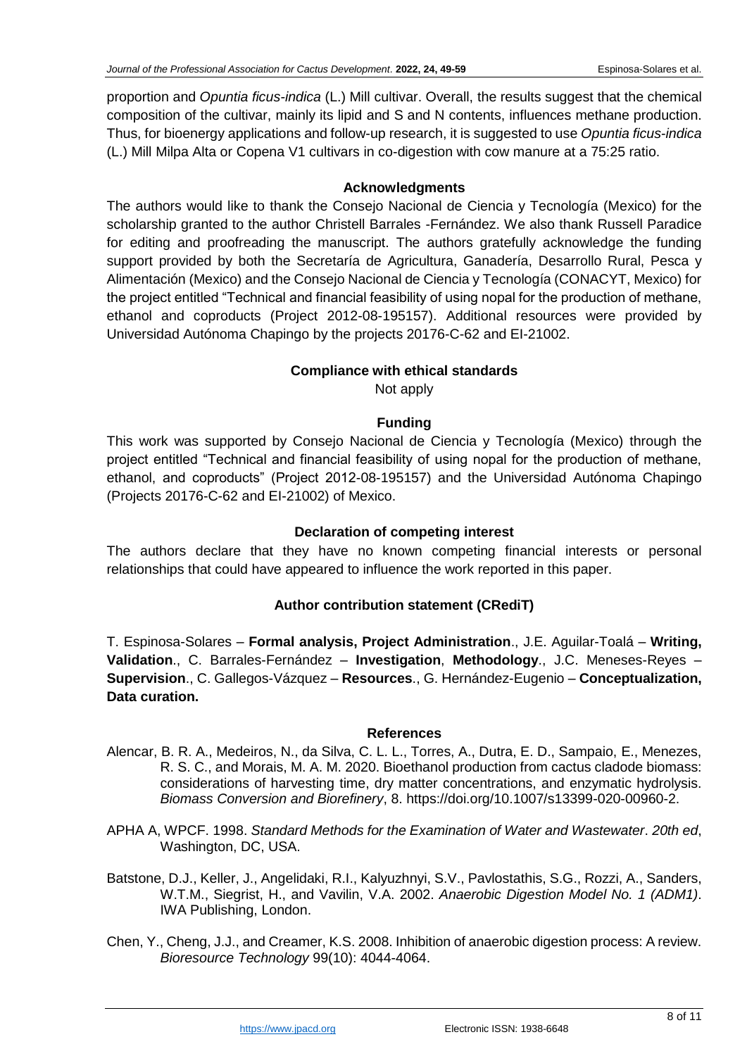proportion and *Opuntia ficus-indica* (L.) Mill cultivar. Overall, the results suggest that the chemical composition of the cultivar, mainly its lipid and S and N contents, influences methane production. Thus, for bioenergy applications and follow-up research, it is suggested to use *Opuntia ficus-indica* (L.) Mill Milpa Alta or Copena V1 cultivars in co-digestion with cow manure at a 75:25 ratio.

## Acknowledgments

The authors would like to thank the Consejo Nacional de Ciencia y Tecnología (Mexico) for the scholarship granted to the author Christell Barrales -Fernández. We also thank Russell Paradice for editing and proofreading the manuscript. The authors gratefully acknowledge the funding support provided by both the Secretaría de Agricultura, Ganadería, Desarrollo Rural, Pesca y Alimentación (Mexico) and the Consejo Nacional de Ciencia y Tecnología (CONACYT, Mexico) for the project entitled "Technical and financial feasibility of using nopal for the production of methane, ethanol and coproducts (Project 2012-08-195157). Additional resources were provided by Universidad Autónoma Chapingo by the projects 20176-C-62 and EI-21002.

## Compliance with ethical standards

Not apply

## Funding

This work was supported by Consejo Nacional de Ciencia y Tecnología (Mexico) through the project entitled "Technical and financial feasibility of using nopal for the production of methane, ethanol, and coproducts" (Project 2012-08-195157) and the Universidad Autónoma Chapingo (Projects 20176-C-62 and EI-21002) of Mexico.

## Declaration of competing interest

The authors declare that they have no known competing financial interests or personal relationships that could have appeared to influence the work reported in this paper.

## Author contribution statement (CRediT)

T. Espinosa-Solares – **Formal analysis, Project Administration**., J.E. Aguilar-Toalá – **Writing, Validation**., C. Barrales-Fernández – **Investigation**, **Methodology**., J.C. Meneses-Reyes – **Supervision**., C. Gallegos-Vázquez – **Resources**., G. Hernández-Eugenio – **Conceptualization, Data curation.**

## References

Alencar, B. R. A., Medeiros, N., da Silva, C. L. L., Torres, A., Dutra, E. D., Sampaio, E., Menezes, R. S. C., and Morais, M. A. M. 2020. Bioethanol production from cactus cladode biomass: considerations of harvesting time, dry matter concentrations, and enzymatic hydrolysis. *Biomass Conversion and Biorefinery*, 8. https://doi.org/10.1007/s13399-020-00960-2.

APHA A, WPCF. 1998. *Standard Methods for the Examination of Water and Wastewater*. *20th ed*, Washington, DC, USA.

Batstone, D.J., Keller, J., Angelidaki, R.I., Kalyuzhnyi, S.V., Pavlostathis, S.G., Rozzi, A., Sanders, W.T.M., Siegrist, H., and Vavilin, V.A. 2002. *Anaerobic Digestion Model No. 1 (ADM1)*. IWA Publishing, London.

Chen, Y., Cheng, J.J., and Creamer, K.S. 2008. Inhibition of anaerobic digestion process: A review. *Bioresource Technology* 99(10): 4044-4064.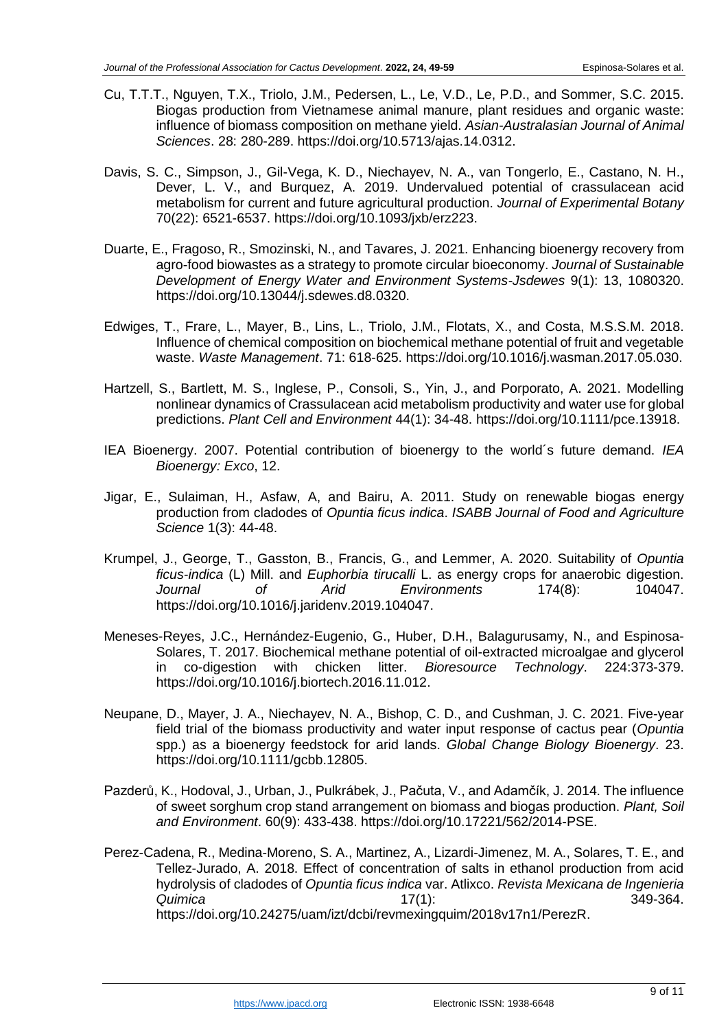Cu, T.T.T., Nguyen, T.X., Triolo, J.M., Pedersen, L., Le, V.D., Le, P.D., and Sommer, S.C. 2015. Biogas production from Vietnamese animal manure, plant residues and organic waste: influence of biomass composition on methane yield. *Asian-Australasian Journal of Animal Sciences*. 28: 280-289. https://doi.org/10.5713/ajas.14.0312.

Davis, S. C., Simpson, J., Gil-Vega, K. D., Niechayev, N. A., van Tongerlo, E., Castano, N. H., Dever, L. V., and Burquez, A. 2019. Undervalued potential of crassulacean acid metabolism for current and future agricultural production. *Journal of Experimental Botany* 70(22): 6521-6537. https://doi.org/10.1093/jxb/erz223.

Duarte, E., Fragoso, R., Smozinski, N., and Tavares, J. 2021. Enhancing bioenergy recovery from agro-food biowastes as a strategy to promote circular bioeconomy. *Journal of Sustainable Development of Energy Water and Environment Systems-Jsdewes* 9(1): 13, 1080320. https://doi.org/10.13044/j.sdewes.d8.0320.

Edwiges, T., Frare, L., Mayer, B., Lins, L., Triolo, J.M., Flotats, X., and Costa, M.S.S.M. 2018. Influence of chemical composition on biochemical methane potential of fruit and vegetable waste. *Waste Management*. 71: 618-625. https://doi.org/10.1016/j.wasman.2017.05.030.

Hartzell, S., Bartlett, M. S., Inglese, P., Consoli, S., Yin, J., and Porporato, A. 2021. Modelling nonlinear dynamics of Crassulacean acid metabolism productivity and water use for global predictions. *Plant Cell and Environment* 44(1): 34-48. https://doi.org/10.1111/pce.13918.

IEA Bioenergy. 2007. Potential contribution of bioenergy to the world´s future demand. *IEA Bioenergy: Exco*, 12.

Jigar, E., Sulaiman, H., Asfaw, A, and Bairu, A. 2011. Study on renewable biogas energy production from cladodes of *Opuntia ficus indica*. *ISABB Journal of Food and Agriculture Science* 1(3): 44-48.

Krumpel, J., George, T., Gasston, B., Francis, G., and Lemmer, A. 2020. Suitability of *Opuntia ficus-indica* (L) Mill. and *Euphorbia tirucalli* L. as energy crops for anaerobic digestion. *Journal of Arid Environments* 174(8): 104047. https://doi.org/10.1016/j.jaridenv.2019.104047.

Meneses-Reyes, J.C., Hernández-Eugenio, G., Huber, D.H., Balagurusamy, N., and Espinosa-Solares, T. 2017. Biochemical methane potential of oil-extracted microalgae and glycerol in co-digestion with chicken litter. *Bioresource Technology*. 224:373-379. https://doi.org/10.1016/j.biortech.2016.11.012.

Neupane, D., Mayer, J. A., Niechayev, N. A., Bishop, C. D., and Cushman, J. C. 2021. Five-year field trial of the biomass productivity and water input response of cactus pear (*Opuntia* spp.) as a bioenergy feedstock for arid lands. *Global Change Biology Bioenergy*. 23. https://doi.org/10.1111/gcbb.12805.

Pazderů, K., Hodoval, J., Urban, J., Pulkrábek, J., Pačuta, V., and Adamčík, J. 2014. The influence of sweet sorghum crop stand arrangement on biomass and biogas production. *Plant, Soil and Environment*. 60(9): 433-438. https://doi.org/10.17221/562/2014-PSE.

Perez-Cadena, R., Medina-Moreno, S. A., Martinez, A., Lizardi-Jimenez, M. A., Solares, T. E., and Tellez-Jurado, A. 2018. Effect of concentration of salts in ethanol production from acid hydrolysis of cladodes of *Opuntia ficus indica* var. Atlixco. *Revista Mexicana de Ingenieria Quimica* 17(1): 349-364. https://doi.org/10.24275/uam/izt/dcbi/revmexingquim/2018v17n1/PerezR.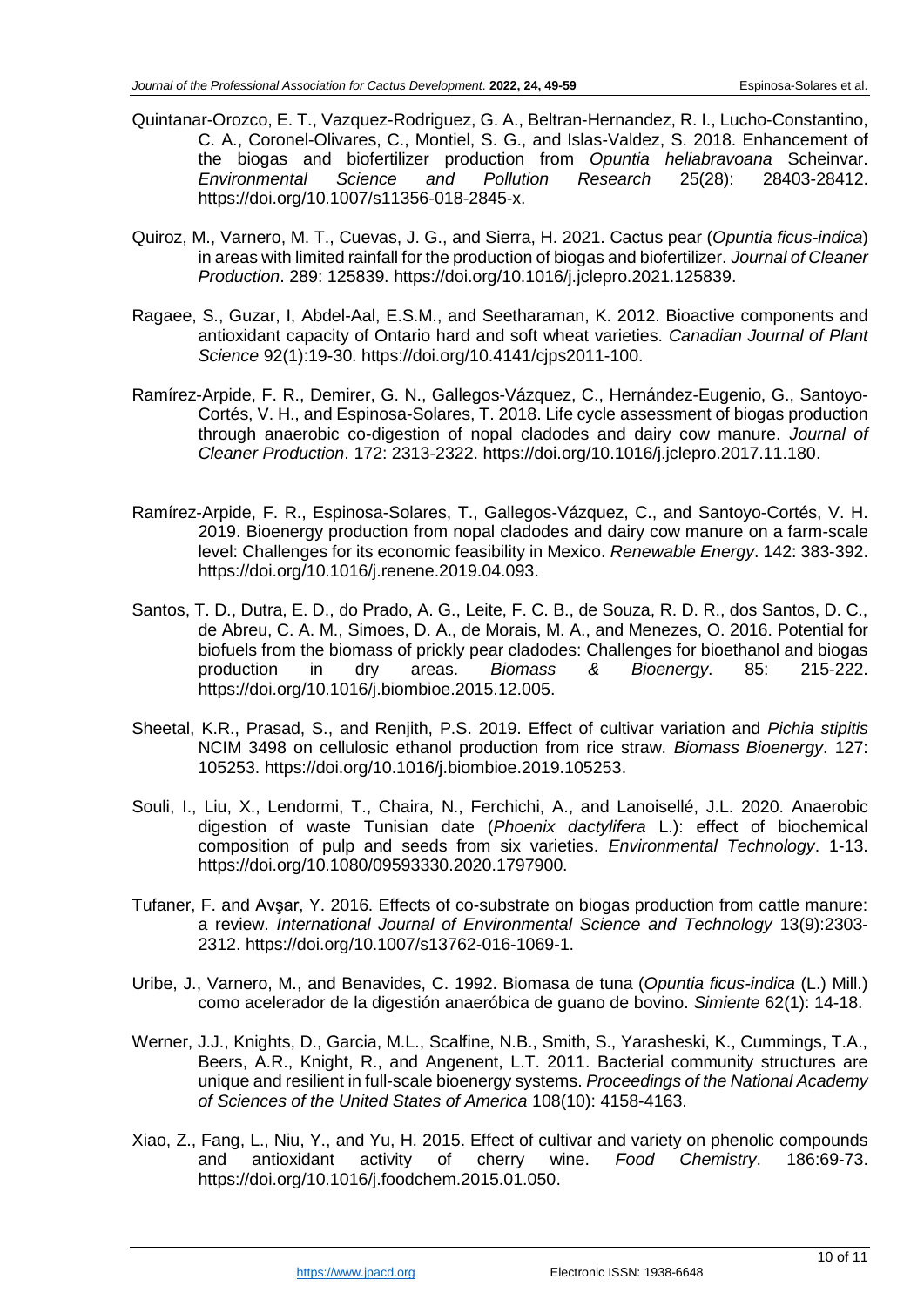Quintanar-Orozco, E. T., Vazquez-Rodriguez, G. A., Beltran-Hernandez, R. I., Lucho-Constantino, C. A., Coronel-Olivares, C., Montiel, S. G., and Islas-Valdez, S. 2018. Enhancement of the biogas and biofertilizer production from *Opuntia heliabravoana* Scheinvar. *Environmental Science and Pollution Research* 25(28): 28403-28412. https://doi.org/10.1007/s11356-018-2845-x.

Quiroz, M., Varnero, M. T., Cuevas, J. G., and Sierra, H. 2021. Cactus pear (*Opuntia ficus-indica*) in areas with limited rainfall for the production of biogas and biofertilizer. *Journal of Cleaner Production*. 289: 125839. https://doi.org/10.1016/j.jclepro.2021.125839.

Ragaee, S., Guzar, I, Abdel-Aal, E.S.M., and Seetharaman, K. 2012. Bioactive components and antioxidant capacity of Ontario hard and soft wheat varieties. *Canadian Journal of Plant Science* 92(1):19-30. https://doi.org/10.4141/cjps2011-100.

Ramírez-Arpide, F. R., Demirer, G. N., Gallegos-Vázquez, C., Hernández-Eugenio, G., Santoyo-Cortés, V. H., and Espinosa-Solares, T. 2018. Life cycle assessment of biogas production through anaerobic co-digestion of nopal cladodes and dairy cow manure. *Journal of Cleaner Production*. 172: 2313-2322. https://doi.org/10.1016/j.jclepro.2017.11.180.

Ramírez-Arpide, F. R., Espinosa-Solares, T., Gallegos-Vázquez, C., and Santoyo-Cortés, V. H. 2019. Bioenergy production from nopal cladodes and dairy cow manure on a farm-scale level: Challenges for its economic feasibility in Mexico. *Renewable Energy*. 142: 383-392. https://doi.org/10.1016/j.renene.2019.04.093.

Santos, T. D., Dutra, E. D., do Prado, A. G., Leite, F. C. B., de Souza, R. D. R., dos Santos, D. C., de Abreu, C. A. M., Simoes, D. A., de Morais, M. A., and Menezes, O. 2016. Potential for biofuels from the biomass of prickly pear cladodes: Challenges for bioethanol and biogas production in dry areas. *Biomass & Bioenergy*. 85: 215-222. https://doi.org/10.1016/j.biombioe.2015.12.005.

Sheetal, K.R., Prasad, S., and Renjith, P.S. 2019. Effect of cultivar variation and *Pichia stipitis* NCIM 3498 on cellulosic ethanol production from rice straw. *Biomass Bioenergy*. 127: 105253. https://doi.org/10.1016/j.biombioe.2019.105253.

Souli, I., Liu, X., Lendormi, T., Chaira, N., Ferchichi, A., and Lanoisellé, J.L. 2020. Anaerobic digestion of waste Tunisian date (*Phoenix dactylifera* L.): effect of biochemical composition of pulp and seeds from six varieties. *Environmental Technology*. 1-13. https://doi.org/10.1080/09593330.2020.1797900.

Tufaner, F. and Avşar, Y. 2016. Effects of co-substrate on biogas production from cattle manure: a review. *International Journal of Environmental Science and Technology* 13(9):2303-2312. https://doi.org/10.1007/s13762-016-1069-1.

Uribe, J., Varnero, M., and Benavides, C. 1992. Biomasa de tuna (*Opuntia ficus-indica* (L.) Mill.) como acelerador de la digestión anaeróbica de guano de bovino. *Simiente* 62(1): 14-18.

Werner, J.J., Knights, D., Garcia, M.L., Scalfine, N.B., Smith, S., Yarasheski, K., Cummings, T.A., Beers, A.R., Knight, R., and Angenent, L.T. 2011. Bacterial community structures are unique and resilient in full-scale bioenergy systems. *Proceedings of the National Academy of Sciences of the United States of America* 108(10): 4158-4163.

Xiao, Z., Fang, L., Niu, Y., and Yu, H. 2015. Effect of cultivar and variety on phenolic compounds and antioxidant activity of cherry wine. *Food Chemistry*. 186:69-73. https://doi.org/10.1016/j.foodchem.2015.01.050.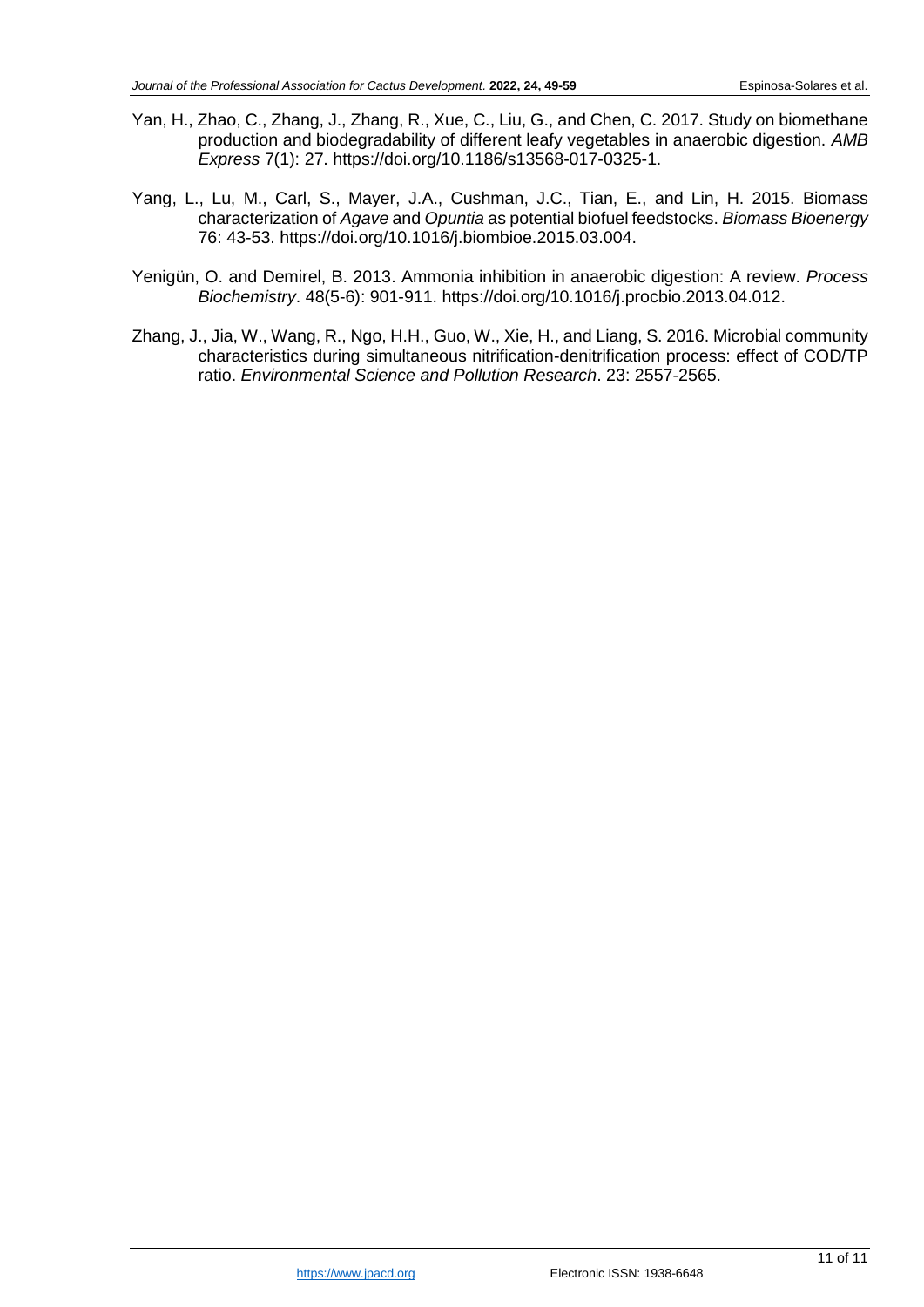Yan, H., Zhao, C., Zhang, J., Zhang, R., Xue, C., Liu, G., and Chen, C. 2017. Study on biomethane production and biodegradability of different leafy vegetables in anaerobic digestion. *AMB Express* 7(1): 27. https://doi.org/10.1186/s13568-017-0325-1.

Yang, L., Lu, M., Carl, S., Mayer, J.A., Cushman, J.C., Tian, E., and Lin, H. 2015. Biomass characterization of *Agave* and *Opuntia* as potential biofuel feedstocks. *Biomass Bioenergy* 76: 43-53. https://doi.org/10.1016/j.biombioe.2015.03.004.

Yenigün, O. and Demirel, B. 2013. Ammonia inhibition in anaerobic digestion: A review. *Process Biochemistry*. 48(5-6): 901-911. https://doi.org/10.1016/j.procbio.2013.04.012.

Zhang, J., Jia, W., Wang, R., Ngo, H.H., Guo, W., Xie, H., and Liang, S. 2016. Microbial community characteristics during simultaneous nitrification-denitrification process: effect of COD/TP ratio. *Environmental Science and Pollution Research*. 23: 2557-2565.